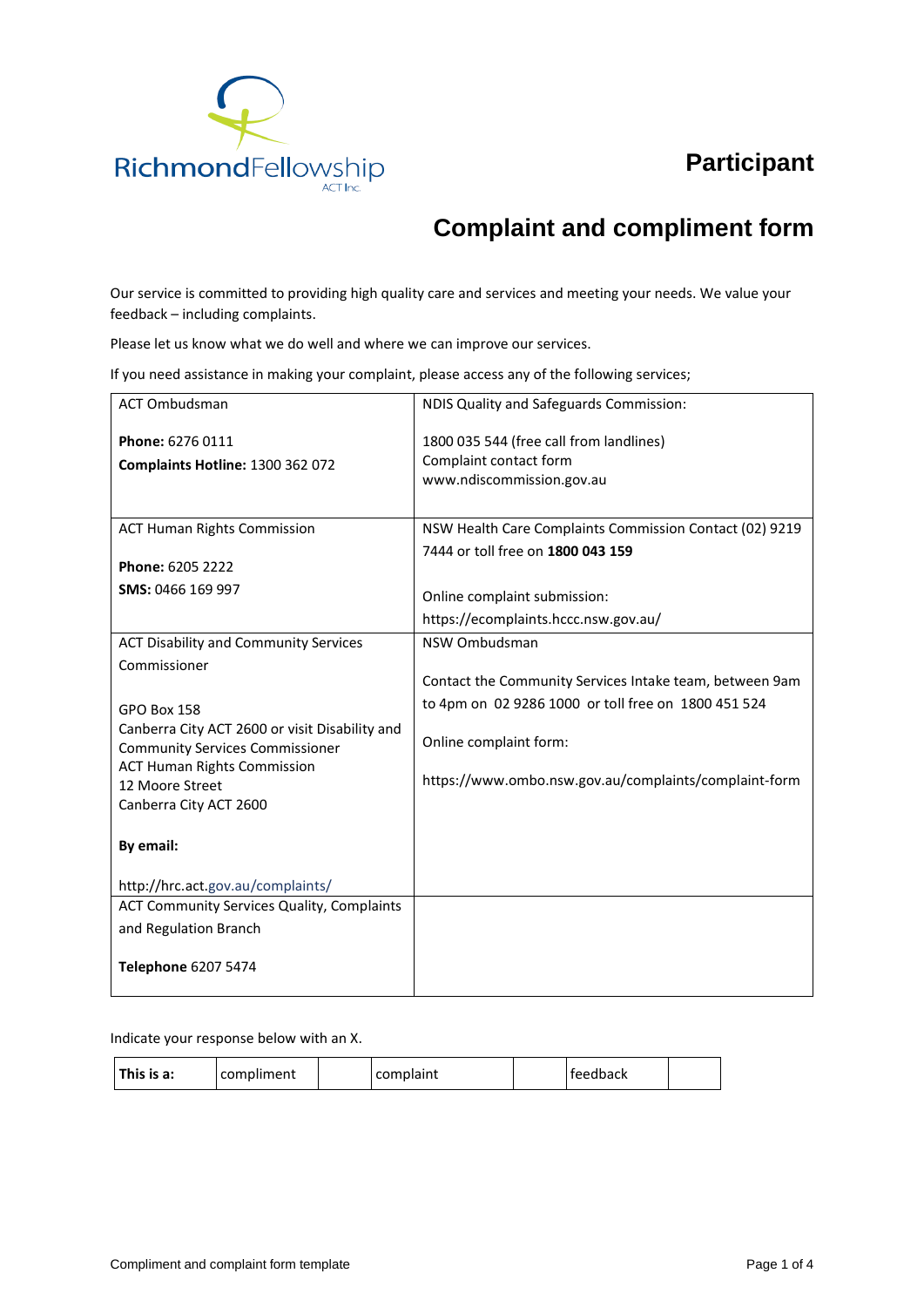RichmondFellowship ACT Inc.

# Participant

# Complaint and compliment form

Our service is committed to providing high quality care and services and meeting your needs. We value your feedback – including complaints.

Please let us know what we do well and where we can improve our services.

If you need assistance in making your complaint, please access any of the following services;

| | |
|---|---|
| ACT Ombudsman<br><br>**Phone:** 6276 0111<br>**Complaints Hotline:** 1300 362 072 | NDIS Quality and Safeguards Commission:<br><br>1800 035 544 (free call from landlines)<br>Complaint contact form<br>www.ndiscommission.gov.au |
| ACT Human Rights Commission<br><br>**Phone:** 6205 2222<br>**SMS:** 0466 169 997 | NSW Health Care Complaints Commission Contact (02) 9219 7444 or toll free on **1800 043 159**<br><br>Online complaint submission:<br>https://ecomplaints.hccc.nsw.gov.au/ |
| ACT Disability and Community Services Commissioner<br><br>GPO Box 158<br>Canberra City ACT 2600 or visit Disability and Community Services Commissioner<br>ACT Human Rights Commission<br>12 Moore Street<br>Canberra City ACT 2600<br><br>**By email:**<br><br>http://hrc.act.gov.au/complaints/ | NSW Ombudsman<br><br>Contact the Community Services Intake team, between 9am to 4pm on 02 9286 1000 or toll free on 1800 451 524<br><br>Online complaint form:<br><br>https://www.ombo.nsw.gov.au/complaints/complaint-form |
| ACT Community Services Quality, Complaints and Regulation Branch<br><br>**Telephone** 6207 5474 | |

Indicate your response below with an X.

| | | | | | | |
|---|---|---|---|---|---|---|
| **This is a:** | compliment | | complaint | | feedback | |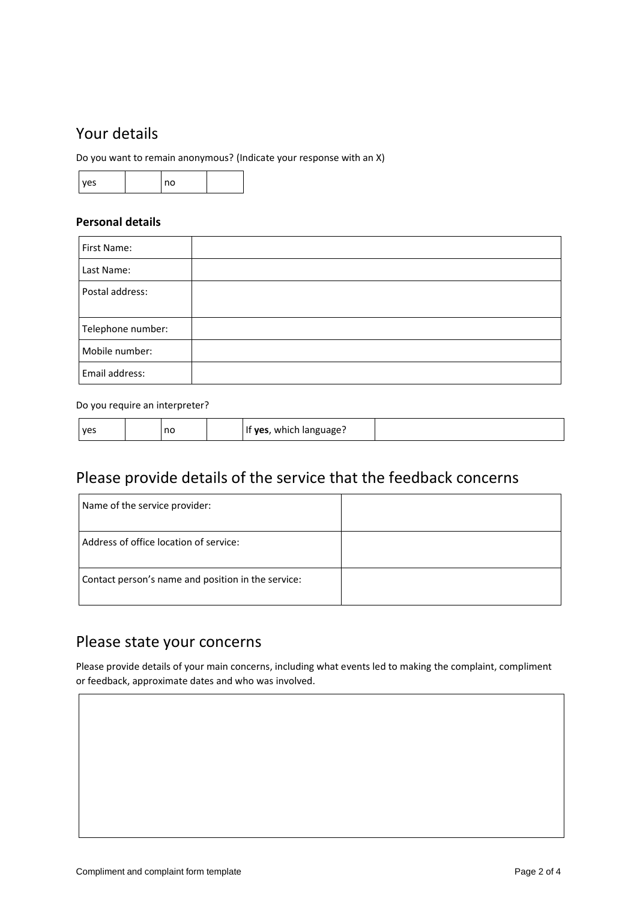## Your details

Do you want to remain anonymous? (Indicate your response with an X)

| | | | |
|---|---|---|---|
| yes | | no | |

### Personal details

| | |
|---|---|
| First Name: | |
| Last Name: | |
| Postal address: | |
| Telephone number: | |
| Mobile number: | |
| Email address: | |

Do you require an interpreter?

| | | | | | |
|---|---|---|---|---|---|
| yes | | no | | If **yes**, which language? | |

## Please provide details of the service that the feedback concerns

| | |
|---|---|
| Name of the service provider: | |
| Address of office location of service: | |
| Contact person's name and position in the service: | |

## Please state your concerns

Please provide details of your main concerns, including what events led to making the complaint, compliment or feedback, approximate dates and who was involved.

| |
|---|
| |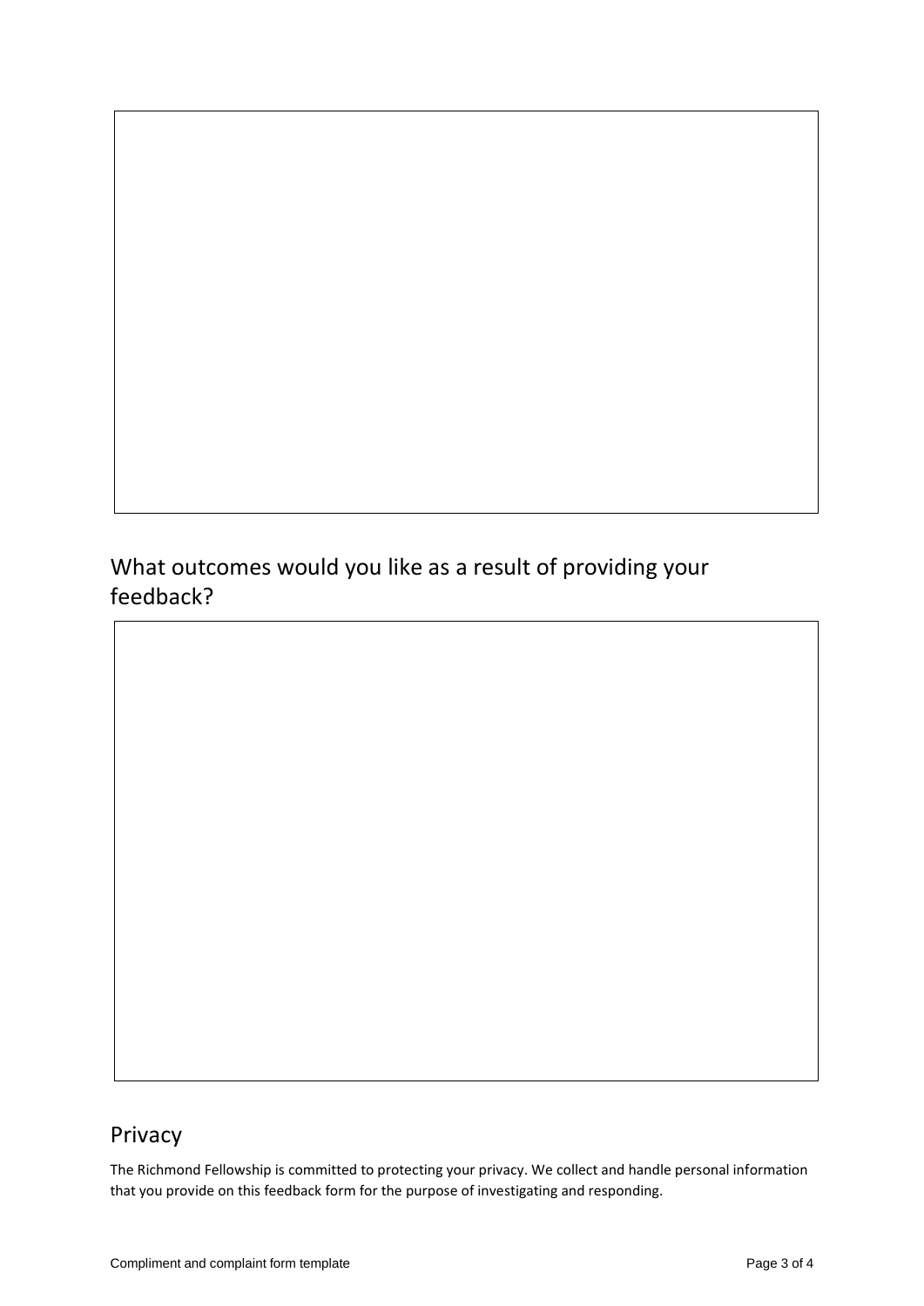## What outcomes would you like as a result of providing your feedback?

## Privacy

The Richmond Fellowship is committed to protecting your privacy. We collect and handle personal information that you provide on this feedback form for the purpose of investigating and responding.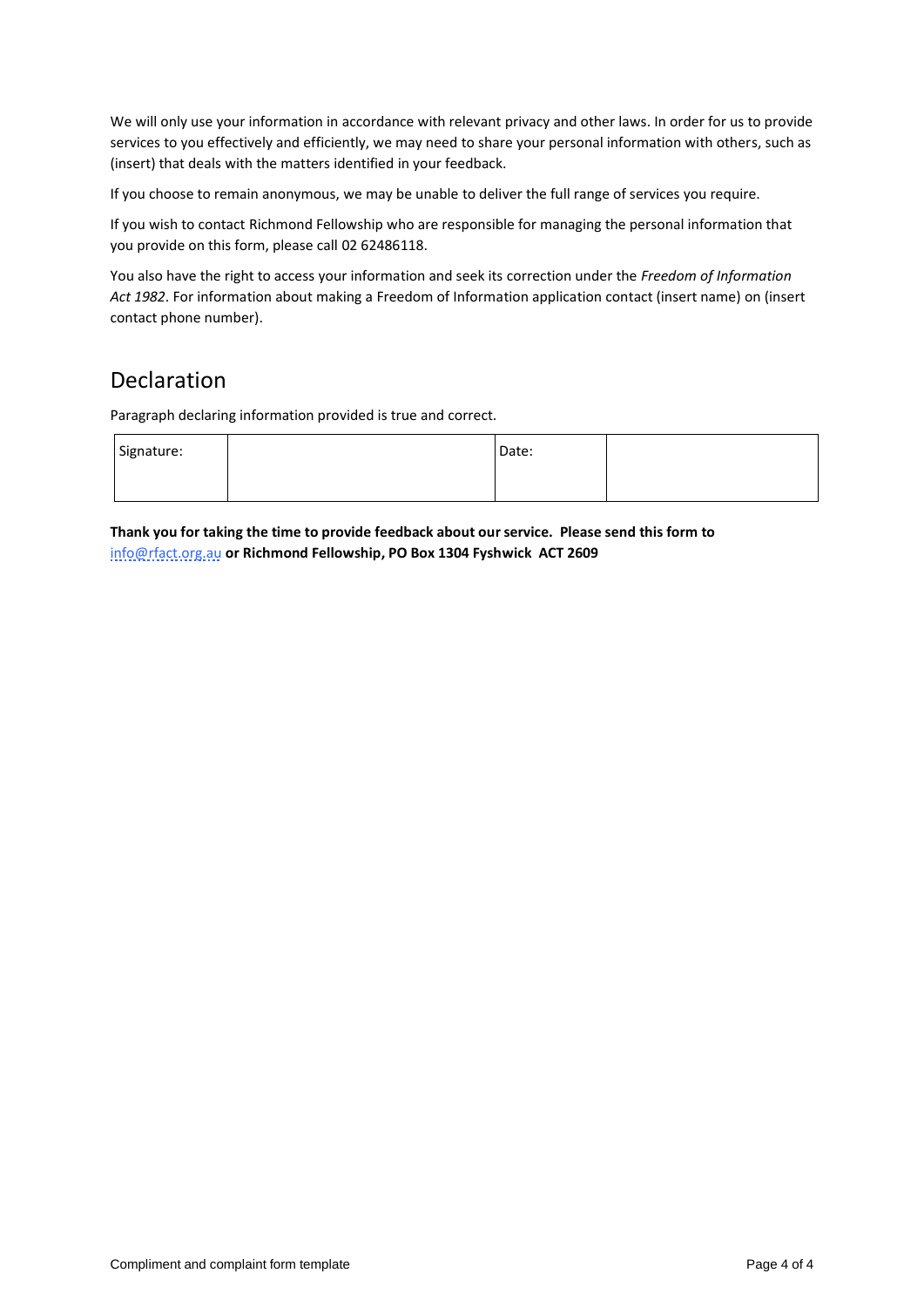We will only use your information in accordance with relevant privacy and other laws. In order for us to provide services to you effectively and efficiently, we may need to share your personal information with others, such as (insert) that deals with the matters identified in your feedback.

If you choose to remain anonymous, we may be unable to deliver the full range of services you require.

If you wish to contact Richmond Fellowship who are responsible for managing the personal information that you provide on this form, please call 02 62486118.

You also have the right to access your information and seek its correction under the *Freedom of Information Act 1982*. For information about making a Freedom of Information application contact (insert name) on (insert contact phone number).

## Declaration

Paragraph declaring information provided is true and correct.

| | | | |
|---|---|---|---|
| Signature: | | Date: | |

**Thank you for taking the time to provide feedback about our service. Please send this form to** info@rfact.org.au **or Richmond Fellowship, PO Box 1304 Fyshwick ACT 2609**